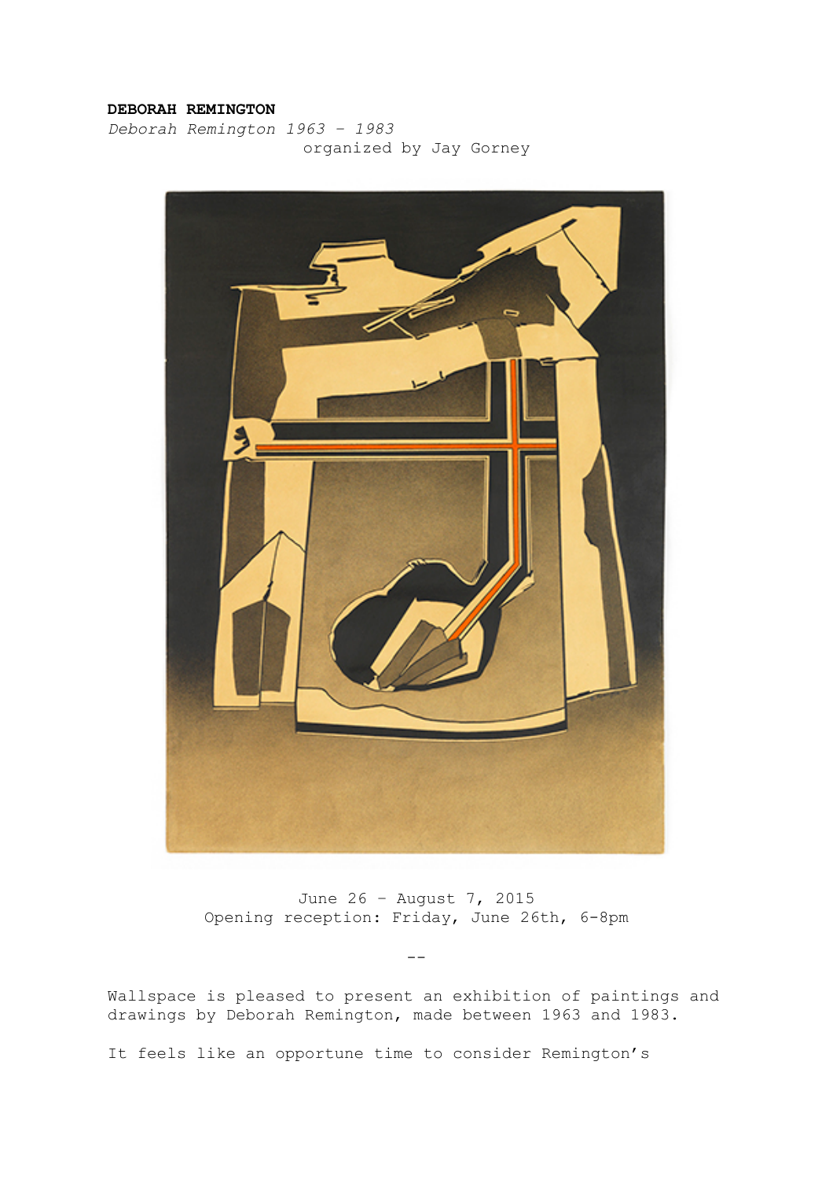**DEBORAH REMINGTON**

*Deborah Remington 1963 – 1983*

organized by Jay Gorney

June 26 – August 7, 2015

Opening reception: Friday, June 26th, 6-8pm

--

Wallspace is pleased to present an exhibition of paintings and drawings by Deborah Remington, made between 1963 and 1983.

It feels like an opportune time to consider Remington's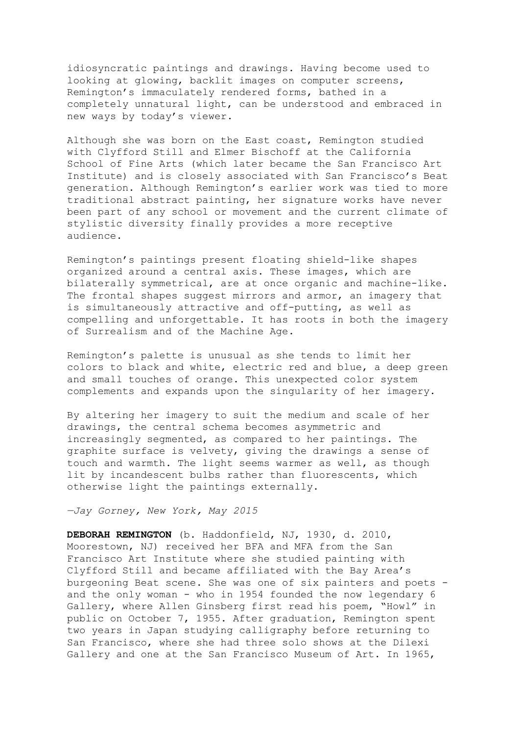idiosyncratic paintings and drawings. Having become used to looking at glowing, backlit images on computer screens, Remington's immaculately rendered forms, bathed in a completely unnatural light, can be understood and embraced in new ways by today's viewer.

Although she was born on the East coast, Remington studied with Clyfford Still and Elmer Bischoff at the California School of Fine Arts (which later became the San Francisco Art Institute) and is closely associated with San Francisco's Beat generation. Although Remington's earlier work was tied to more traditional abstract painting, her signature works have never been part of any school or movement and the current climate of stylistic diversity finally provides a more receptive audience.

Remington's paintings present floating shield-like shapes organized around a central axis. These images, which are bilaterally symmetrical, are at once organic and machine-like. The frontal shapes suggest mirrors and armor, an imagery that is simultaneously attractive and off-putting, as well as compelling and unforgettable. It has roots in both the imagery of Surrealism and of the Machine Age.

Remington's palette is unusual as she tends to limit her colors to black and white, electric red and blue, a deep green and small touches of orange. This unexpected color system complements and expands upon the singularity of her imagery.

By altering her imagery to suit the medium and scale of her drawings, the central schema becomes asymmetric and increasingly segmented, as compared to her paintings. The graphite surface is velvety, giving the drawings a sense of touch and warmth. The light seems warmer as well, as though lit by incandescent bulbs rather than fluorescents, which otherwise light the paintings externally.

—*Jay Gorney, New York, May 2015*

**DEBORAH REMINGTON** (b. Haddonfield, NJ, 1930, d. 2010, Moorestown, NJ) received her BFA and MFA from the San Francisco Art Institute where she studied painting with Clyfford Still and became affiliated with the Bay Area's burgeoning Beat scene. She was one of six painters and poets - and the only woman - who in 1954 founded the now legendary 6 Gallery, where Allen Ginsberg first read his poem, "Howl" in public on October 7, 1955. After graduation, Remington spent two years in Japan studying calligraphy before returning to San Francisco, where she had three solo shows at the Dilexi Gallery and one at the San Francisco Museum of Art. In 1965,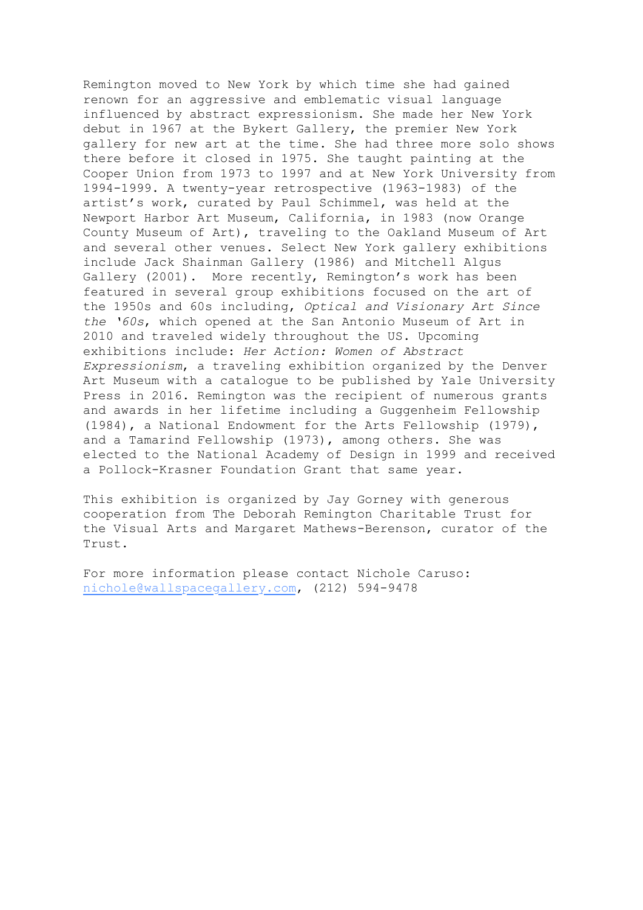Remington moved to New York by which time she had gained renown for an aggressive and emblematic visual language influenced by abstract expressionism. She made her New York debut in 1967 at the Bykert Gallery, the premier New York gallery for new art at the time. She had three more solo shows there before it closed in 1975. She taught painting at the Cooper Union from 1973 to 1997 and at New York University from 1994-1999. A twenty-year retrospective (1963-1983) of the artist's work, curated by Paul Schimmel, was held at the Newport Harbor Art Museum, California, in 1983 (now Orange County Museum of Art), traveling to the Oakland Museum of Art and several other venues. Select New York gallery exhibitions include Jack Shainman Gallery (1986) and Mitchell Algus Gallery (2001). More recently, Remington's work has been featured in several group exhibitions focused on the art of the 1950s and 60s including, *Optical and Visionary Art Since the '60s*, which opened at the San Antonio Museum of Art in 2010 and traveled widely throughout the US. Upcoming exhibitions include: *Her Action: Women of Abstract Expressionism*, a traveling exhibition organized by the Denver Art Museum with a catalogue to be published by Yale University Press in 2016. Remington was the recipient of numerous grants and awards in her lifetime including a Guggenheim Fellowship (1984), a National Endowment for the Arts Fellowship (1979), and a Tamarind Fellowship (1973), among others. She was elected to the National Academy of Design in 1999 and received a Pollock-Krasner Foundation Grant that same year.

This exhibition is organized by Jay Gorney with generous cooperation from The Deborah Remington Charitable Trust for the Visual Arts and Margaret Mathews-Berenson, curator of the Trust.

For more information please contact Nichole Caruso: nichole@wallspacegallery.com, (212) 594-9478